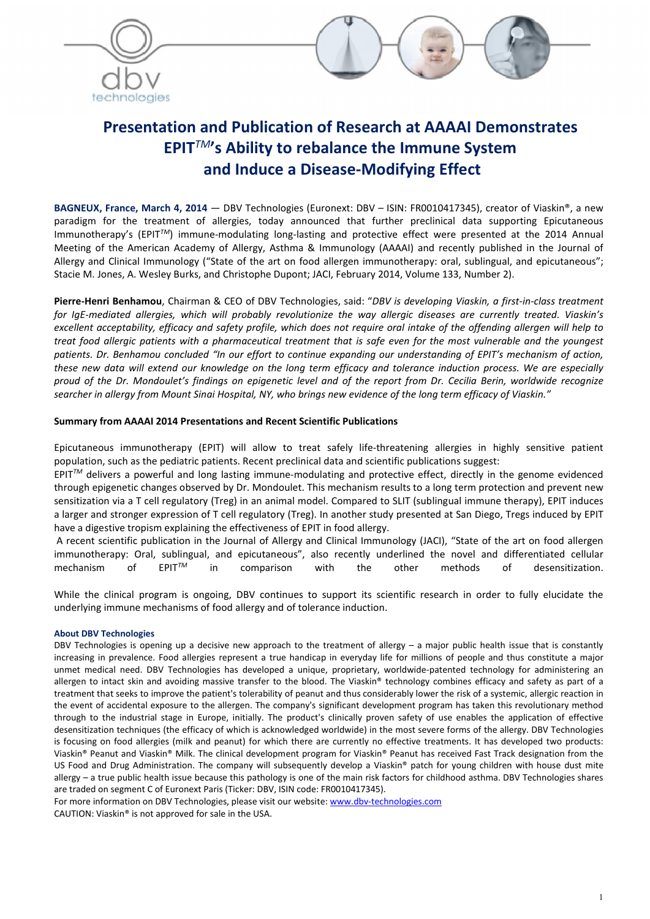# Presentation and Publication of Research at AAAAI Demonstrates EPIT*TM*'s Ability to rebalance the Immune System and Induce a Disease-Modifying Effect

**BAGNEUX, France, March 4, 2014** — DBV Technologies (Euronext: DBV – ISIN: FR0010417345), creator of Viaskin®, a new paradigm for the treatment of allergies, today announced that further preclinical data supporting Epicutaneous Immunotherapy's (EPIT*TM*) immune-modulating long-lasting and protective effect were presented at the 2014 Annual Meeting of the American Academy of Allergy, Asthma & Immunology (AAAAI) and recently published in the Journal of Allergy and Clinical Immunology ("State of the art on food allergen immunotherapy: oral, sublingual, and epicutaneous"; Stacie M. Jones, A. Wesley Burks, and Christophe Dupont; JACI, February 2014, Volume 133, Number 2).

**Pierre-Henri Benhamou**, Chairman & CEO of DBV Technologies, said: "*DBV is developing Viaskin, a first-in-class treatment for IgE-mediated allergies, which will probably revolutionize the way allergic diseases are currently treated. Viaskin's excellent acceptability, efficacy and safety profile, which does not require oral intake of the offending allergen will help to treat food allergic patients with a pharmaceutical treatment that is safe even for the most vulnerable and the youngest patients. Dr. Benhamou concluded "In our effort to continue expanding our understanding of EPIT's mechanism of action, these new data will extend our knowledge on the long term efficacy and tolerance induction process. We are especially proud of the Dr. Mondoulet's findings on epigenetic level and of the report from Dr. Cecilia Berin, worldwide recognize searcher in allergy from Mount Sinai Hospital, NY, who brings new evidence of the long term efficacy of Viaskin."*

### Summary from AAAAI 2014 Presentations and Recent Scientific Publications

Epicutaneous immunotherapy (EPIT) will allow to treat safely life-threatening allergies in highly sensitive patient population, such as the pediatric patients. Recent preclinical data and scientific publications suggest:

EPIT*TM* delivers a powerful and long lasting immune-modulating and protective effect, directly in the genome evidenced through epigenetic changes observed by Dr. Mondoulet. This mechanism results to a long term protection and prevent new sensitization via a T cell regulatory (Treg) in an animal model. Compared to SLIT (sublingual immune therapy), EPIT induces a larger and stronger expression of T cell regulatory (Treg). In another study presented at San Diego, Tregs induced by EPIT have a digestive tropism explaining the effectiveness of EPIT in food allergy.

A recent scientific publication in the Journal of Allergy and Clinical Immunology (JACI), "State of the art on food allergen immunotherapy: Oral, sublingual, and epicutaneous", also recently underlined the novel and differentiated cellular mechanism of EPIT*TM* in comparison with the other methods of desensitization.

While the clinical program is ongoing, DBV continues to support its scientific research in order to fully elucidate the underlying immune mechanisms of food allergy and of tolerance induction.

#### About DBV Technologies

DBV Technologies is opening up a decisive new approach to the treatment of allergy – a major public health issue that is constantly increasing in prevalence. Food allergies represent a true handicap in everyday life for millions of people and thus constitute a major unmet medical need. DBV Technologies has developed a unique, proprietary, worldwide-patented technology for administering an allergen to intact skin and avoiding massive transfer to the blood. The Viaskin® technology combines efficacy and safety as part of a treatment that seeks to improve the patient's tolerability of peanut and thus considerably lower the risk of a systemic, allergic reaction in the event of accidental exposure to the allergen. The company's significant development program has taken this revolutionary method through to the industrial stage in Europe, initially. The product's clinically proven safety of use enables the application of effective desensitization techniques (the efficacy of which is acknowledged worldwide) in the most severe forms of the allergy. DBV Technologies is focusing on food allergies (milk and peanut) for which there are currently no effective treatments. It has developed two products: Viaskin® Peanut and Viaskin® Milk. The clinical development program for Viaskin® Peanut has received Fast Track designation from the US Food and Drug Administration. The company will subsequently develop a Viaskin® patch for young children with house dust mite allergy – a true public health issue because this pathology is one of the main risk factors for childhood asthma. DBV Technologies shares are traded on segment C of Euronext Paris (Ticker: DBV, ISIN code: FR0010417345).

For more information on DBV Technologies, please visit our website: [www.dbv-technologies.com](http://www.dbv-technologies.com)

CAUTION: Viaskin® is not approved for sale in the USA.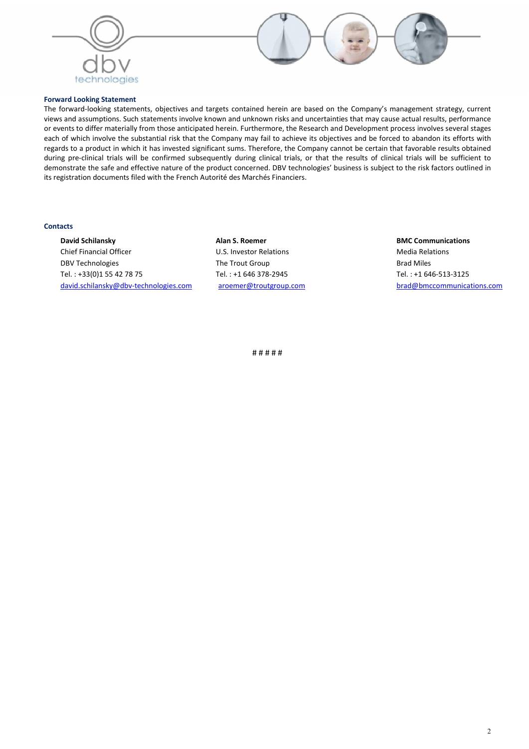### Forward Looking Statement

The forward-looking statements, objectives and targets contained herein are based on the Company's management strategy, current views and assumptions. Such statements involve known and unknown risks and uncertainties that may cause actual results, performance or events to differ materially from those anticipated herein. Furthermore, the Research and Development process involves several stages each of which involve the substantial risk that the Company may fail to achieve its objectives and be forced to abandon its efforts with regards to a product in which it has invested significant sums. Therefore, the Company cannot be certain that favorable results obtained during pre-clinical trials will be confirmed subsequently during clinical trials, or that the results of clinical trials will be sufficient to demonstrate the safe and effective nature of the product concerned. DBV technologies' business is subject to the risk factors outlined in its registration documents filed with the French Autorité des Marchés Financiers.

### Contacts

**David Schilansky**
Chief Financial Officer
DBV Technologies
Tel. : +33(0)1 55 42 78 75
david.schilansky@dbv-technologies.com

**Alan S. Roemer**
U.S. Investor Relations
The Trout Group
Tel. : +1 646 378-2945
aroemer@troutgroup.com

**BMC Communications**
Media Relations
Brad Miles
Tel. : +1 646-513-3125
brad@bmccommunications.com

# # # # #